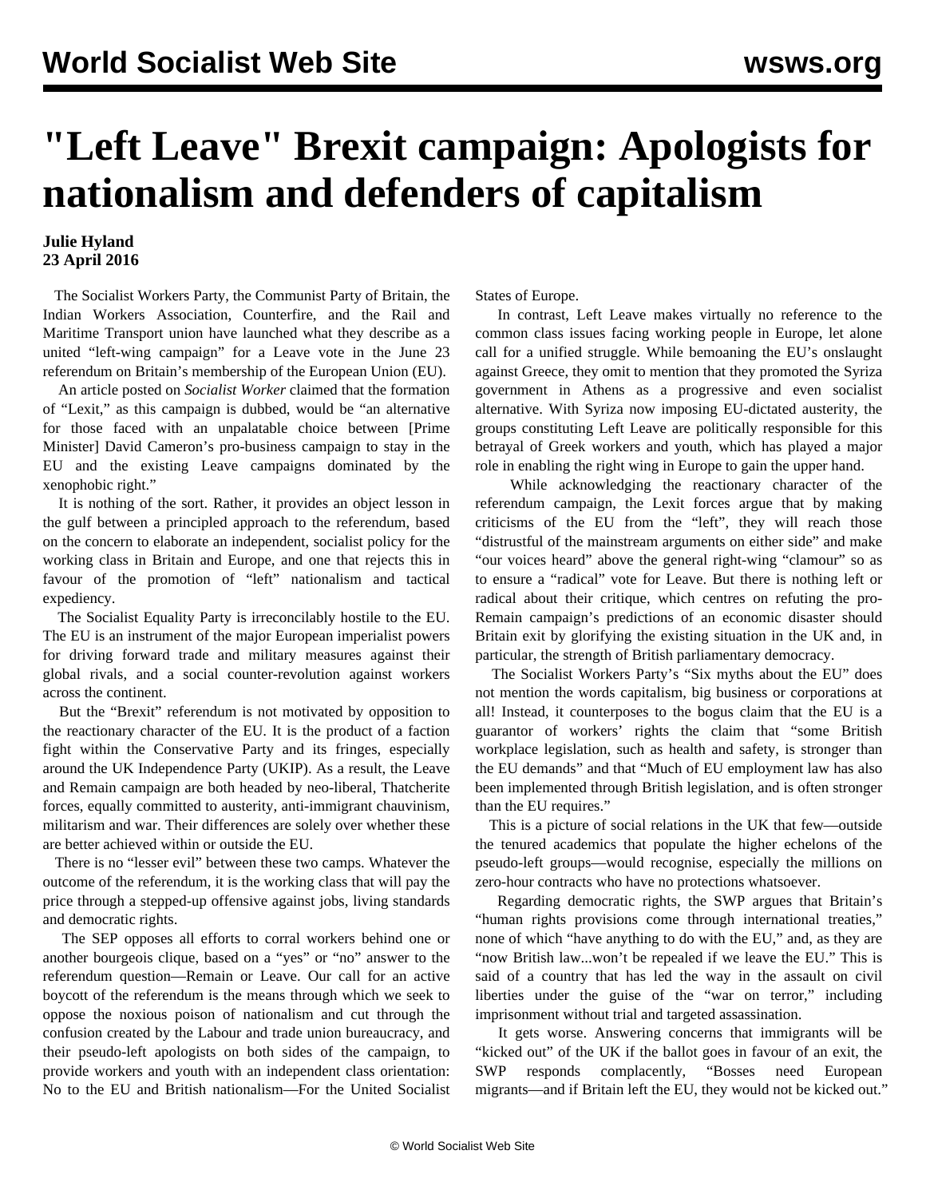# "Left Leave" Brexit campaign: Apologists for nationalism and defenders of capitalism

**Julie Hyland**
**23 April 2016**

The Socialist Workers Party, the Communist Party of Britain, the Indian Workers Association, Counterfire, and the Rail and Maritime Transport union have launched what they describe as a united "left-wing campaign" for a Leave vote in the June 23 referendum on Britain's membership of the European Union (EU).

An article posted on *Socialist Worker* claimed that the formation of "Lexit," as this campaign is dubbed, would be "an alternative for those faced with an unpalatable choice between [Prime Minister] David Cameron's pro-business campaign to stay in the EU and the existing Leave campaigns dominated by the xenophobic right."

It is nothing of the sort. Rather, it provides an object lesson in the gulf between a principled approach to the referendum, based on the concern to elaborate an independent, socialist policy for the working class in Britain and Europe, and one that rejects this in favour of the promotion of "left" nationalism and tactical expediency.

The Socialist Equality Party is irreconcilably hostile to the EU. The EU is an instrument of the major European imperialist powers for driving forward trade and military measures against their global rivals, and a social counter-revolution against workers across the continent.

But the "Brexit" referendum is not motivated by opposition to the reactionary character of the EU. It is the product of a faction fight within the Conservative Party and its fringes, especially around the UK Independence Party (UKIP). As a result, the Leave and Remain campaign are both headed by neo-liberal, Thatcherite forces, equally committed to austerity, anti-immigrant chauvinism, militarism and war. Their differences are solely over whether these are better achieved within or outside the EU.

There is no "lesser evil" between these two camps. Whatever the outcome of the referendum, it is the working class that will pay the price through a stepped-up offensive against jobs, living standards and democratic rights.

The SEP opposes all efforts to corral workers behind one or another bourgeois clique, based on a "yes" or "no" answer to the referendum question—Remain or Leave. Our call for an active boycott of the referendum is the means through which we seek to oppose the noxious poison of nationalism and cut through the confusion created by the Labour and trade union bureaucracy, and their pseudo-left apologists on both sides of the campaign, to provide workers and youth with an independent class orientation: No to the EU and British nationalism—For the United Socialist States of Europe.

In contrast, Left Leave makes virtually no reference to the common class issues facing working people in Europe, let alone call for a unified struggle. While bemoaning the EU's onslaught against Greece, they omit to mention that they promoted the Syriza government in Athens as a progressive and even socialist alternative. With Syriza now imposing EU-dictated austerity, the groups constituting Left Leave are politically responsible for this betrayal of Greek workers and youth, which has played a major role in enabling the right wing in Europe to gain the upper hand.

While acknowledging the reactionary character of the referendum campaign, the Lexit forces argue that by making criticisms of the EU from the "left", they will reach those "distrustful of the mainstream arguments on either side" and make "our voices heard" above the general right-wing "clamour" so as to ensure a "radical" vote for Leave. But there is nothing left or radical about their critique, which centres on refuting the pro-Remain campaign's predictions of an economic disaster should Britain exit by glorifying the existing situation in the UK and, in particular, the strength of British parliamentary democracy.

The Socialist Workers Party's "Six myths about the EU" does not mention the words capitalism, big business or corporations at all! Instead, it counterposes to the bogus claim that the EU is a guarantor of workers' rights the claim that "some British workplace legislation, such as health and safety, is stronger than the EU demands" and that "Much of EU employment law has also been implemented through British legislation, and is often stronger than the EU requires."

This is a picture of social relations in the UK that few—outside the tenured academics that populate the higher echelons of the pseudo-left groups—would recognise, especially the millions on zero-hour contracts who have no protections whatsoever.

Regarding democratic rights, the SWP argues that Britain's "human rights provisions come through international treaties," none of which "have anything to do with the EU," and, as they are "now British law...won't be repealed if we leave the EU." This is said of a country that has led the way in the assault on civil liberties under the guise of the "war on terror," including imprisonment without trial and targeted assassination.

It gets worse. Answering concerns that immigrants will be "kicked out" of the UK if the ballot goes in favour of an exit, the SWP responds complacently, "Bosses need European migrants—and if Britain left the EU, they would not be kicked out."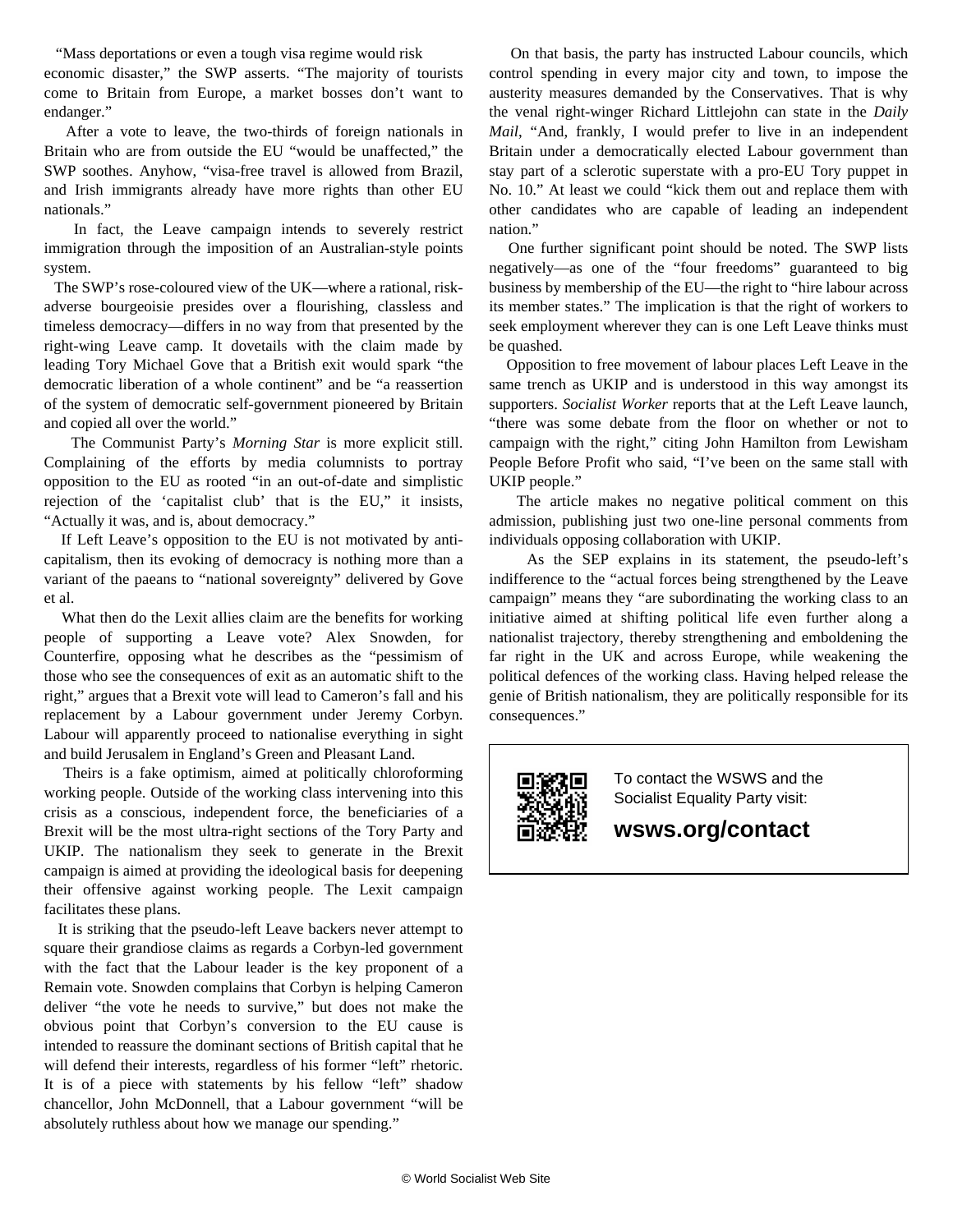"Mass deportations or even a tough visa regime would risk economic disaster," the SWP asserts. "The majority of tourists come to Britain from Europe, a market bosses don't want to endanger."

After a vote to leave, the two-thirds of foreign nationals in Britain who are from outside the EU "would be unaffected," the SWP soothes. Anyhow, "visa-free travel is allowed from Brazil, and Irish immigrants already have more rights than other EU nationals."

In fact, the Leave campaign intends to severely restrict immigration through the imposition of an Australian-style points system.

The SWP's rose-coloured view of the UK—where a rational, risk-adverse bourgeoisie presides over a flourishing, classless and timeless democracy—differs in no way from that presented by the right-wing Leave camp. It dovetails with the claim made by leading Tory Michael Gove that a British exit would spark "the democratic liberation of a whole continent" and be "a reassertion of the system of democratic self-government pioneered by Britain and copied all over the world."

The Communist Party's *Morning Star* is more explicit still. Complaining of the efforts by media columnists to portray opposition to the EU as rooted "in an out-of-date and simplistic rejection of the 'capitalist club' that is the EU," it insists, "Actually it was, and is, about democracy."

If Left Leave's opposition to the EU is not motivated by anti-capitalism, then its evoking of democracy is nothing more than a variant of the paeans to "national sovereignty" delivered by Gove et al.

What then do the Lexit allies claim are the benefits for working people of supporting a Leave vote? Alex Snowden, for Counterfire, opposing what he describes as the "pessimism of those who see the consequences of exit as an automatic shift to the right," argues that a Brexit vote will lead to Cameron's fall and his replacement by a Labour government under Jeremy Corbyn. Labour will apparently proceed to nationalise everything in sight and build Jerusalem in England's Green and Pleasant Land.

Theirs is a fake optimism, aimed at politically chloroforming working people. Outside of the working class intervening into this crisis as a conscious, independent force, the beneficiaries of a Brexit will be the most ultra-right sections of the Tory Party and UKIP. The nationalism they seek to generate in the Brexit campaign is aimed at providing the ideological basis for deepening their offensive against working people. The Lexit campaign facilitates these plans.

It is striking that the pseudo-left Leave backers never attempt to square their grandiose claims as regards a Corbyn-led government with the fact that the Labour leader is the key proponent of a Remain vote. Snowden complains that Corbyn is helping Cameron deliver "the vote he needs to survive," but does not make the obvious point that Corbyn's conversion to the EU cause is intended to reassure the dominant sections of British capital that he will defend their interests, regardless of his former "left" rhetoric. It is of a piece with statements by his fellow "left" shadow chancellor, John McDonnell, that a Labour government "will be absolutely ruthless about how we manage our spending."

On that basis, the party has instructed Labour councils, which control spending in every major city and town, to impose the austerity measures demanded by the Conservatives. That is why the venal right-winger Richard Littlejohn can state in the *Daily Mail*, "And, frankly, I would prefer to live in an independent Britain under a democratically elected Labour government than stay part of a sclerotic superstate with a pro-EU Tory puppet in No. 10." At least we could "kick them out and replace them with other candidates who are capable of leading an independent nation."

One further significant point should be noted. The SWP lists negatively—as one of the "four freedoms" guaranteed to big business by membership of the EU—the right to "hire labour across its member states." The implication is that the right of workers to seek employment wherever they can is one Left Leave thinks must be quashed.

Opposition to free movement of labour places Left Leave in the same trench as UKIP and is understood in this way amongst its supporters. *Socialist Worker* reports that at the Left Leave launch, "there was some debate from the floor on whether or not to campaign with the right," citing John Hamilton from Lewisham People Before Profit who said, "I've been on the same stall with UKIP people."

The article makes no negative political comment on this admission, publishing just two one-line personal comments from individuals opposing collaboration with UKIP.

As the SEP explains in its statement, the pseudo-left's indifference to the "actual forces being strengthened by the Leave campaign" means they "are subordinating the working class to an initiative aimed at shifting political life even further along a nationalist trajectory, thereby strengthening and emboldening the far right in the UK and across Europe, while weakening the political defences of the working class. Having helped release the genie of British nationalism, they are politically responsible for its consequences."

To contact the WSWS and the Socialist Equality Party visit:

**wsws.org/contact**